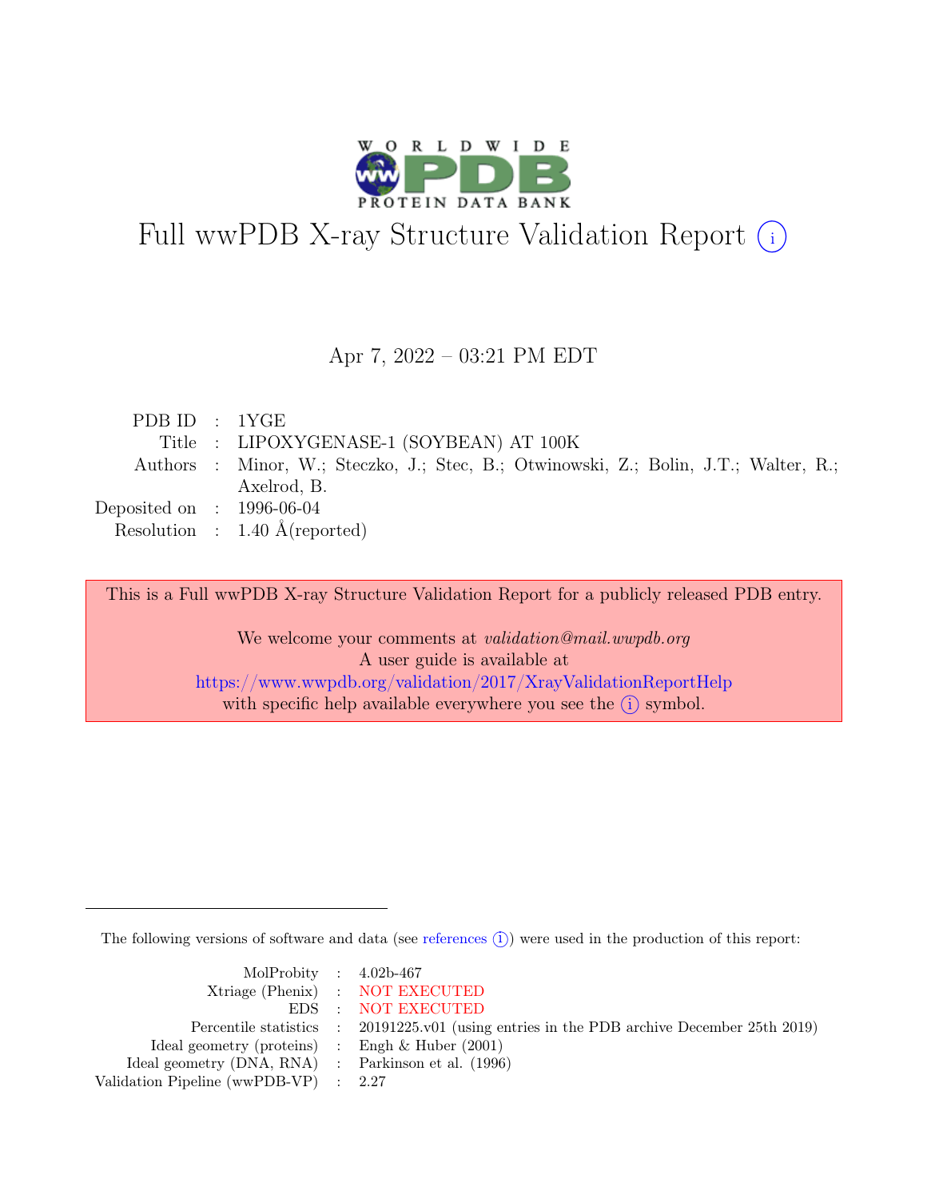# Full wwPDB X-ray Structure Validation Report (i)

Apr 7, 2022 – 03:21 PM EDT

| | | |
|---|---|---|
| PDB ID | : | 1YGE |
| Title | : | LIPOXYGENASE-1 (SOYBEAN) AT 100K |
| Authors | : | Minor, W.; Steczko, J.; Stec, B.; Otwinowski, Z.; Bolin, J.T.; Walter, R.; Axelrod, B. |
| Deposited on | : | 1996-06-04 |
| Resolution | : | 1.40 Å(reported) |

This is a Full wwPDB X-ray Structure Validation Report for a publicly released PDB entry.

We welcome your comments at *validation@mail.wwpdb.org*
A user guide is available at
https://www.wwpdb.org/validation/2017/XrayValidationReportHelp
with specific help available everywhere you see the (i) symbol.

---

The following versions of software and data (see references (i)) were used in the production of this report:

| | | |
|---|---|---|
| MolProbity | : | 4.02b-467 |
| Xtriage (Phenix) | : | NOT EXECUTED |
| EDS | : | NOT EXECUTED |
| Percentile statistics | : | 20191225.v01 (using entries in the PDB archive December 25th 2019) |
| Ideal geometry (proteins) | : | Engh & Huber (2001) |
| Ideal geometry (DNA, RNA) | : | Parkinson et al. (1996) |
| Validation Pipeline (wwPDB-VP) | : | 2.27 |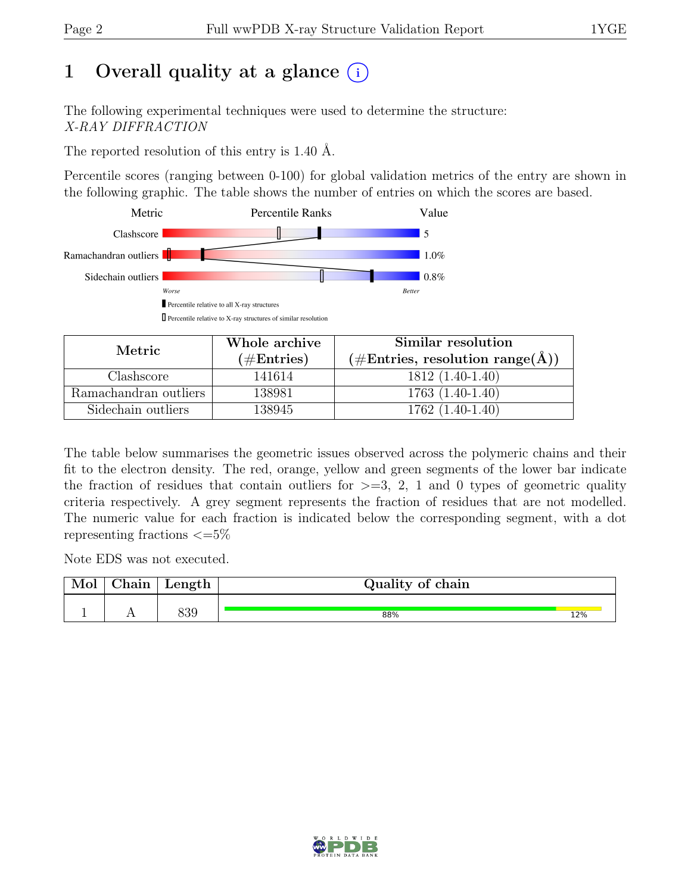# 1 Overall quality at a glance (i)

The following experimental techniques were used to determine the structure:
*X-RAY DIFFRACTION*

The reported resolution of this entry is 1.40 Å.

Percentile scores (ranging between 0-100) for global validation metrics of the entry are shown in the following graphic. The table shows the number of entries on which the scores are based.

| Metric | Value |
|---|---|
| Clashscore | 5 |
| Ramachandran outliers | 1.0% |
| Sidechain outliers | 0.8% |

▮ Percentile relative to all X-ray structures

▯ Percentile relative to X-ray structures of similar resolution

| Metric | Whole archive (#Entries) | Similar resolution (#Entries, resolution range(Å)) |
|---|---|---|
| Clashscore | 141614 | 1812 (1.40-1.40) |
| Ramachandran outliers | 138981 | 1763 (1.40-1.40) |
| Sidechain outliers | 138945 | 1762 (1.40-1.40) |

The table below summarises the geometric issues observed across the polymeric chains and their fit to the electron density. The red, orange, yellow and green segments of the lower bar indicate the fraction of residues that contain outliers for >=3, 2, 1 and 0 types of geometric quality criteria respectively. A grey segment represents the fraction of residues that are not modelled. The numeric value for each fraction is indicated below the corresponding segment, with a dot representing fractions <=5%

Note EDS was not executed.

| Mol | Chain | Length | Quality of chain |
|---|---|---|---|
| 1 | A | 839 | 88% (green), 12% (yellow) |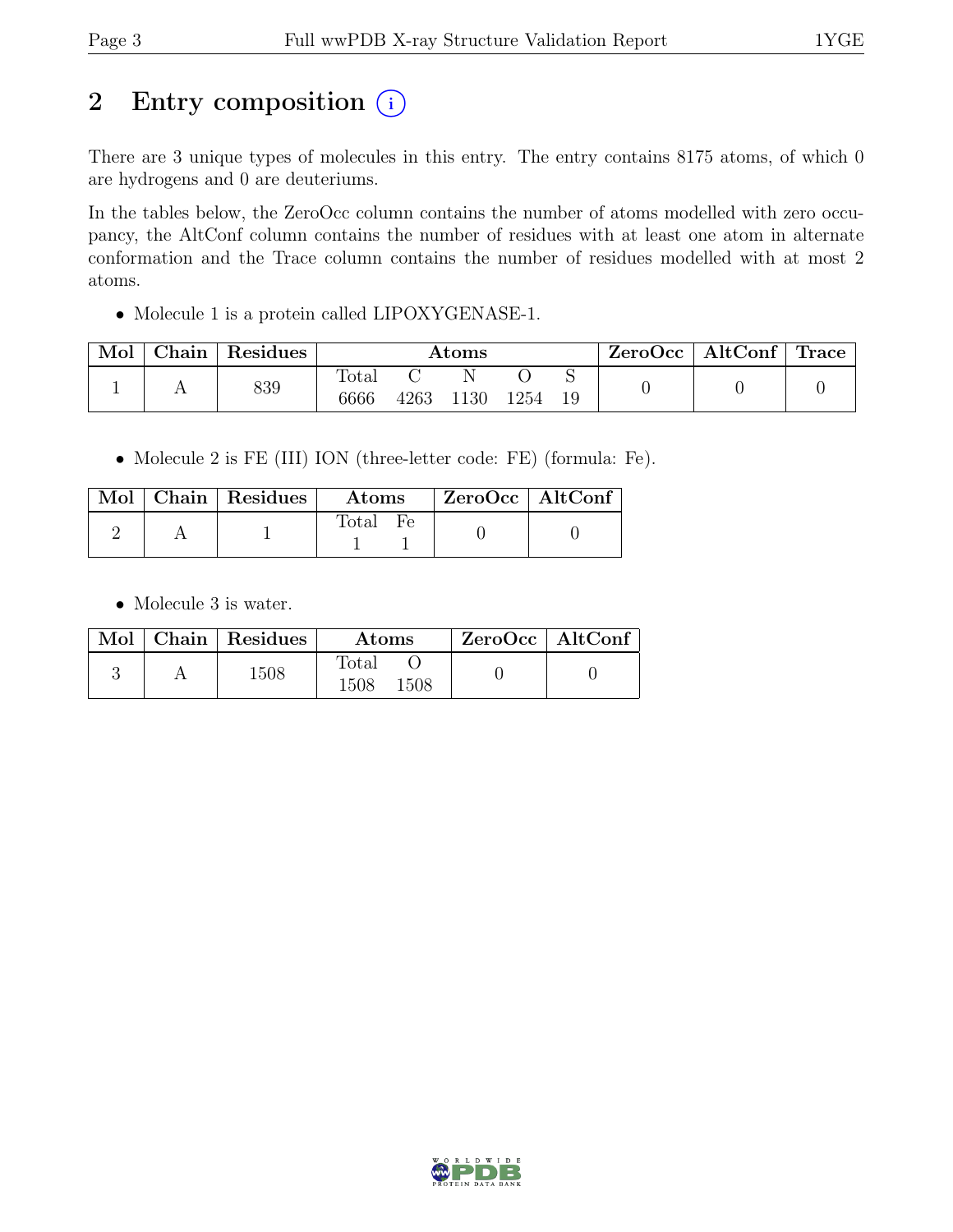# 2 Entry composition

There are 3 unique types of molecules in this entry. The entry contains 8175 atoms, of which 0 are hydrogens and 0 are deuteriums.

In the tables below, the ZeroOcc column contains the number of atoms modelled with zero occupancy, the AltConf column contains the number of residues with at least one atom in alternate conformation and the Trace column contains the number of residues modelled with at most 2 atoms.

- Molecule 1 is a protein called LIPOXYGENASE-1.

| Mol | Chain | Residues | Atoms | | | | | ZeroOcc | AltConf | Trace |
|---|---|---|---|---|---|---|---|---|---|---|
| | | | Total | C | N | O | S | | | |
| 1 | A | 839 | 6666 | 4263 | 1130 | 1254 | 19 | 0 | 0 | 0 |

- Molecule 2 is FE (III) ION (three-letter code: FE) (formula: Fe).

| Mol | Chain | Residues | Atoms | | ZeroOcc | AltConf |
|---|---|---|---|---|---|---|
| | | | Total | Fe | | |
| 2 | A | 1 | 1 | 1 | 0 | 0 |

- Molecule 3 is water.

| Mol | Chain | Residues | Atoms | | ZeroOcc | AltConf |
|---|---|---|---|---|---|---|
| | | | Total | O | | |
| 3 | A | 1508 | 1508 | 1508 | 0 | 0 |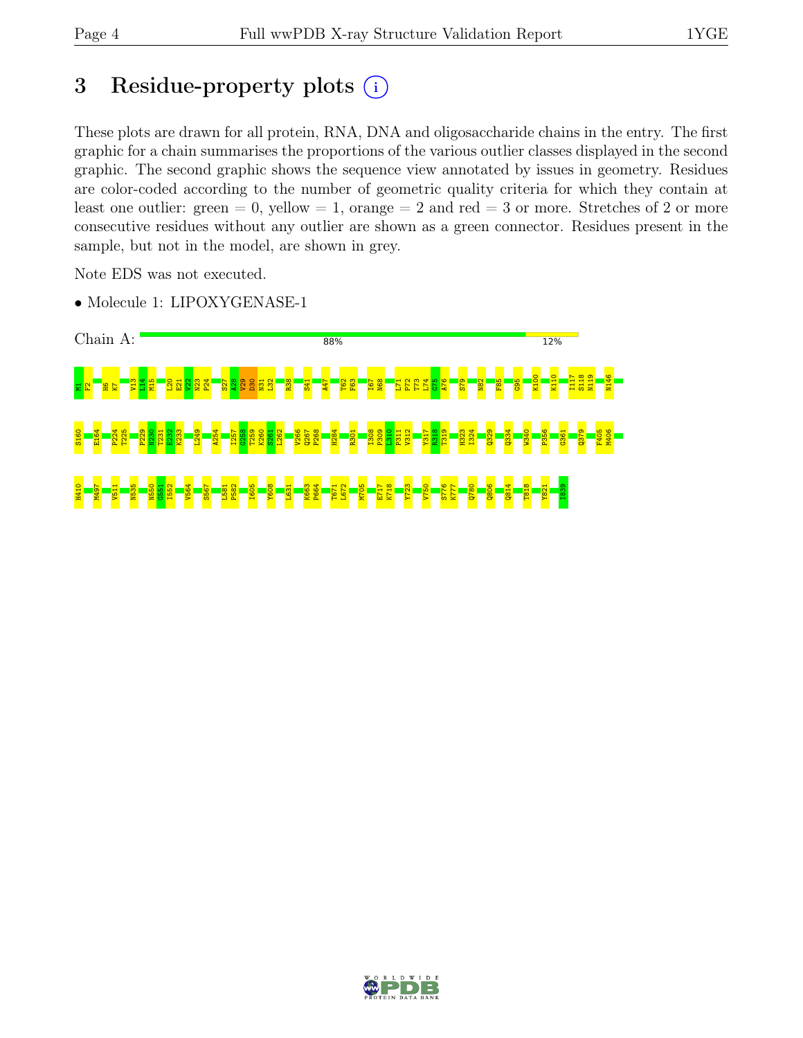# 3 Residue-property plots

These plots are drawn for all protein, RNA, DNA and oligosaccharide chains in the entry. The first graphic for a chain summarises the proportions of the various outlier classes displayed in the second graphic. The second graphic shows the sequence view annotated by issues in geometry. Residues are color-coded according to the number of geometric quality criteria for which they contain at least one outlier: green = 0, yellow = 1, orange = 2 and red = 3 or more. Stretches of 2 or more consecutive residues without any outlier are shown as a green connector. Residues present in the sample, but not in the model, are shown in grey.

Note EDS was not executed.

- Molecule 1: LIPOXYGENASE-1

Chain A: 88% 12%

M1 F2 H6 K7 V13 L14 M15 L20 E21 V22 N23 P24 S27 A28 V29 D30 N31 L32 R38 S41 A47 T62 F63 I67 N68 L71 F72 T73 L74 G75 A76 S79 N82 F85 G95 K100 K110 I117 S118 N119 N146

S160 E164 P224 T225 P229 N230 T231 E232 K233 L249 A254 I257 G258 T259 K260 S261 L262 V266 Q267 P268 H284 R301 I308 P309 L310 P311 V312 Y317 R318 T319 H323 I324 Q329 Q334 W340 P356 G361 Q379 F405 M406

H410 M497 V511 N535 N550 G551 I552 V564 S567 L581 P582 I605 Y608 L631 K663 P664 T671 L672 M705 E717 K718 Y723 V750 S776 K777 Q780 Q806 Q814 T818 Y821 I839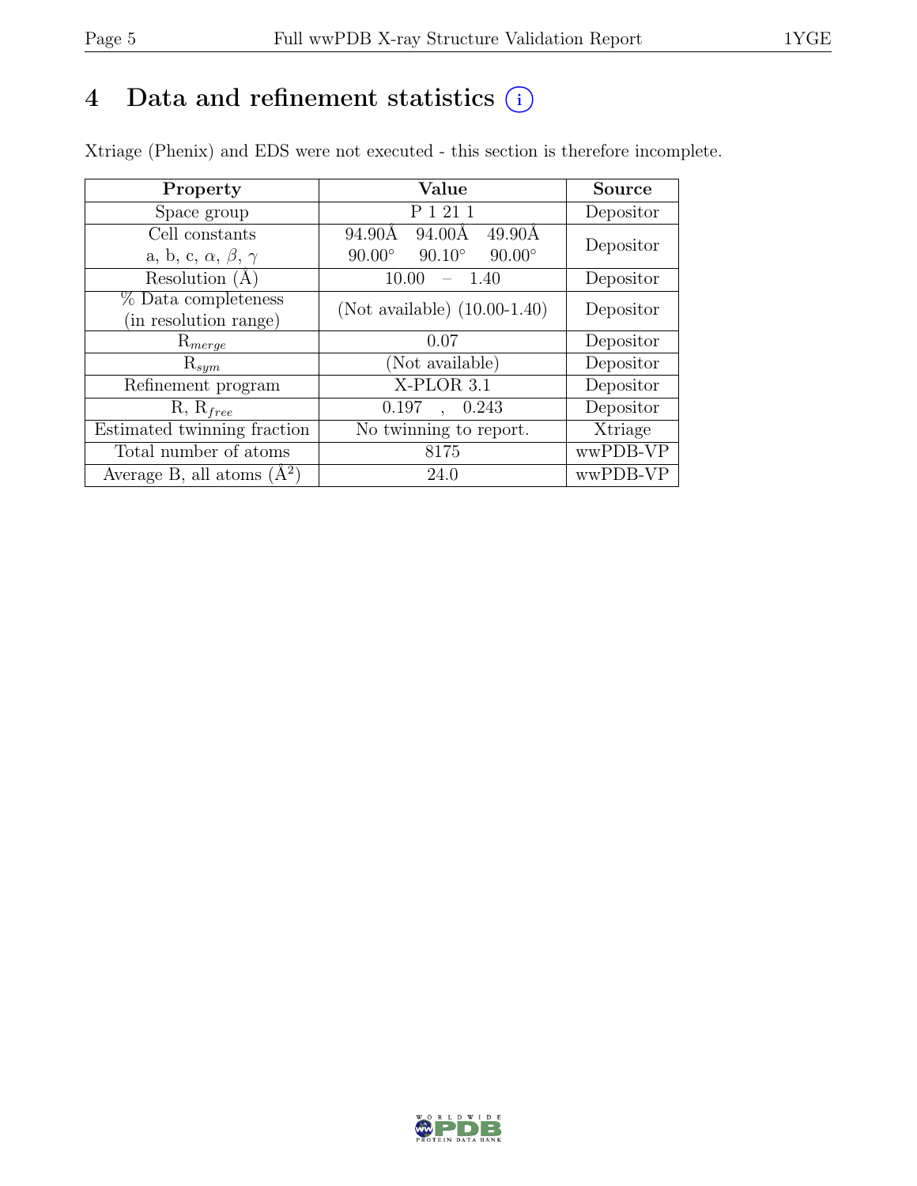# 4 Data and refinement statistics (i)

Xtriage (Phenix) and EDS were not executed - this section is therefore incomplete.

| Property | Value | Source |
|---|---|---|
| Space group | P 1 21 1 | Depositor |
| Cell constants<br>a, b, c, $\alpha$, $\beta$, $\gamma$ | 94.90Å 94.00Å 49.90Å<br>90.00° 90.10° 90.00° | Depositor |
| Resolution (Å) | 10.00 – 1.40 | Depositor |
| % Data completeness<br>(in resolution range) | (Not available) (10.00-1.40) | Depositor |
| $R_{merge}$ | 0.07 | Depositor |
| $R_{sym}$ | (Not available) | Depositor |
| Refinement program | X-PLOR 3.1 | Depositor |
| R, $R_{free}$ | 0.197 , 0.243 | Depositor |
| Estimated twinning fraction | No twinning to report. | Xtriage |
| Total number of atoms | 8175 | wwPDB-VP |
| Average B, all atoms (Å$^2$) | 24.0 | wwPDB-VP |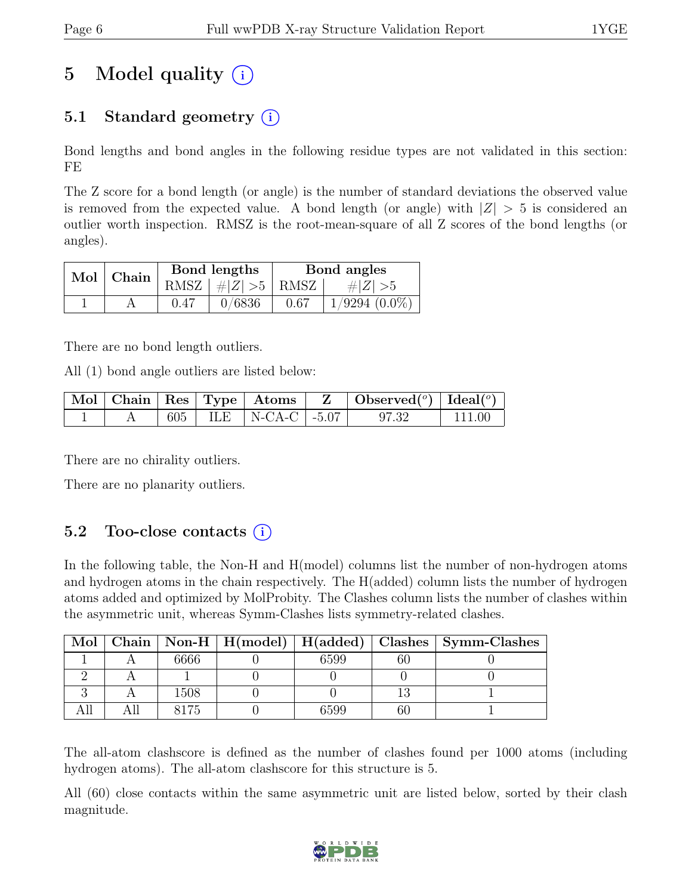# 5 Model quality

## 5.1 Standard geometry

Bond lengths and bond angles in the following residue types are not validated in this section: FE

The Z score for a bond length (or angle) is the number of standard deviations the observed value is removed from the expected value. A bond length (or angle) with $|Z| > 5$ is considered an outlier worth inspection. RMSZ is the root-mean-square of all Z scores of the bond lengths (or angles).

| Mol | Chain | Bond lengths | | Bond angles | |
|---|---|---|---|---|---|
| | | RMSZ | $\#\|Z\| > 5$ | RMSZ | $\#\|Z\| > 5$ |
| 1 | A | 0.47 | 0/6836 | 0.67 | 1/9294 (0.0%) |

There are no bond length outliers.

All (1) bond angle outliers are listed below:

| Mol | Chain | Res | Type | Atoms | Z | Observed(°) | Ideal(°) |
|---|---|---|---|---|---|---|---|
| 1 | A | 605 | ILE | N-CA-C | -5.07 | 97.32 | 111.00 |

There are no chirality outliers.

There are no planarity outliers.

## 5.2 Too-close contacts

In the following table, the Non-H and H(model) columns list the number of non-hydrogen atoms and hydrogen atoms in the chain respectively. The H(added) column lists the number of hydrogen atoms added and optimized by MolProbity. The Clashes column lists the number of clashes within the asymmetric unit, whereas Symm-Clashes lists symmetry-related clashes.

| Mol | Chain | Non-H | H(model) | H(added) | Clashes | Symm-Clashes |
|---|---|---|---|---|---|---|
| 1 | A | 6666 | 0 | 6599 | 60 | 0 |
| 2 | A | 1 | 0 | 0 | 0 | 0 |
| 3 | A | 1508 | 0 | 0 | 13 | 1 |
| All | All | 8175 | 0 | 6599 | 60 | 1 |

The all-atom clashscore is defined as the number of clashes found per 1000 atoms (including hydrogen atoms). The all-atom clashscore for this structure is 5.

All (60) close contacts within the same asymmetric unit are listed below, sorted by their clash magnitude.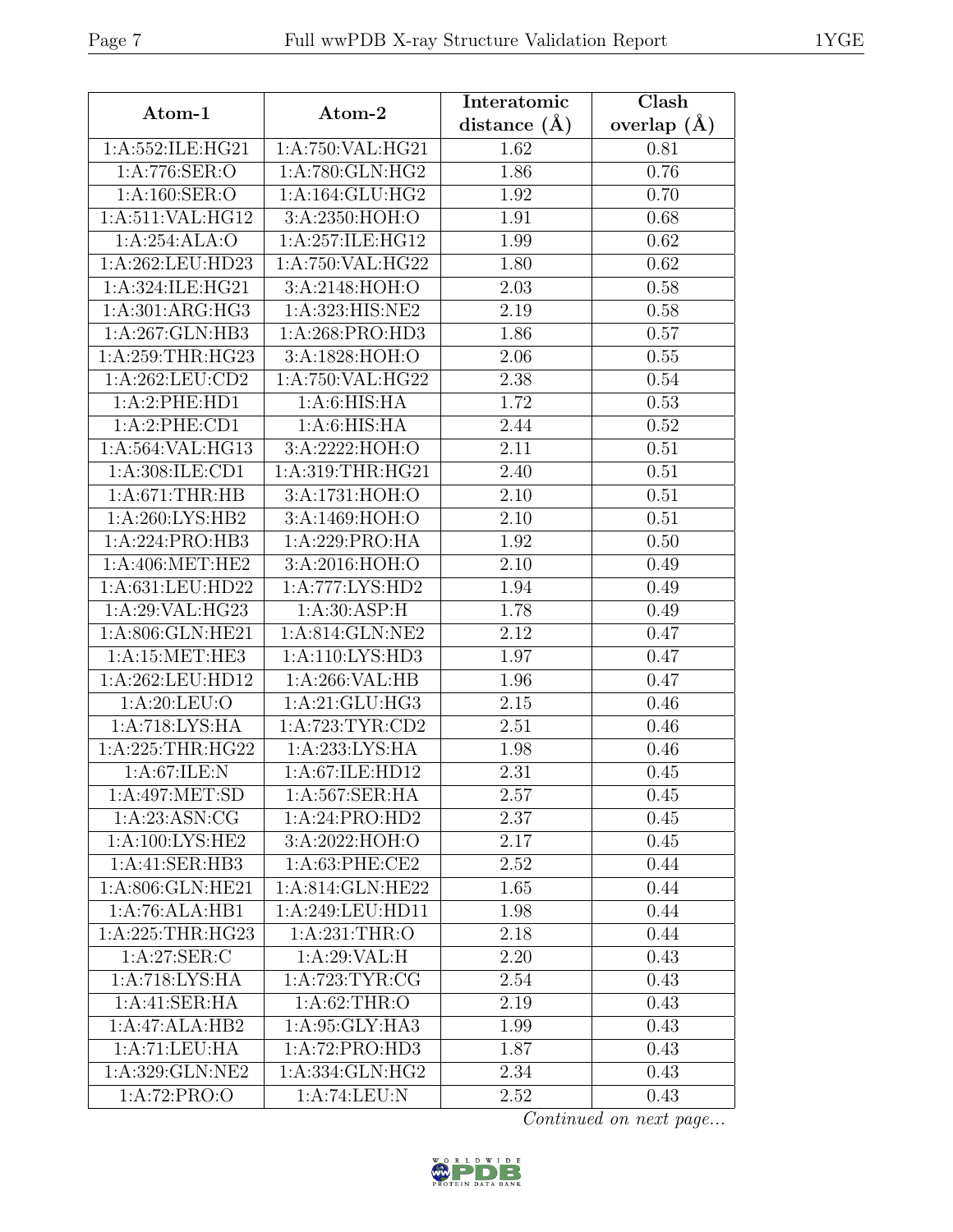| Atom-1 | Atom-2 | Interatomic distance (Å) | Clash overlap (Å) |
| --- | --- | --- | --- |
| 1:A:552:ILE:HG21 | 1:A:750:VAL:HG21 | 1.62 | 0.81 |
| 1:A:776:SER:O | 1:A:780:GLN:HG2 | 1.86 | 0.76 |
| 1:A:160:SER:O | 1:A:164:GLU:HG2 | 1.92 | 0.70 |
| 1:A:511:VAL:HG12 | 3:A:2350:HOH:O | 1.91 | 0.68 |
| 1:A:254:ALA:O | 1:A:257:ILE:HG12 | 1.99 | 0.62 |
| 1:A:262:LEU:HD23 | 1:A:750:VAL:HG22 | 1.80 | 0.62 |
| 1:A:324:ILE:HG21 | 3:A:2148:HOH:O | 2.03 | 0.58 |
| 1:A:301:ARG:HG3 | 1:A:323:HIS:NE2 | 2.19 | 0.58 |
| 1:A:267:GLN:HB3 | 1:A:268:PRO:HD3 | 1.86 | 0.57 |
| 1:A:259:THR:HG23 | 3:A:1828:HOH:O | 2.06 | 0.55 |
| 1:A:262:LEU:CD2 | 1:A:750:VAL:HG22 | 2.38 | 0.54 |
| 1:A:2:PHE:HD1 | 1:A:6:HIS:HA | 1.72 | 0.53 |
| 1:A:2:PHE:CD1 | 1:A:6:HIS:HA | 2.44 | 0.52 |
| 1:A:564:VAL:HG13 | 3:A:2222:HOH:O | 2.11 | 0.51 |
| 1:A:308:ILE:CD1 | 1:A:319:THR:HG21 | 2.40 | 0.51 |
| 1:A:671:THR:HB | 3:A:1731:HOH:O | 2.10 | 0.51 |
| 1:A:260:LYS:HB2 | 3:A:1469:HOH:O | 2.10 | 0.51 |
| 1:A:224:PRO:HB3 | 1:A:229:PRO:HA | 1.92 | 0.50 |
| 1:A:406:MET:HE2 | 3:A:2016:HOH:O | 2.10 | 0.49 |
| 1:A:631:LEU:HD22 | 1:A:777:LYS:HD2 | 1.94 | 0.49 |
| 1:A:29:VAL:HG23 | 1:A:30:ASP:H | 1.78 | 0.49 |
| 1:A:806:GLN:HE21 | 1:A:814:GLN:NE2 | 2.12 | 0.47 |
| 1:A:15:MET:HE3 | 1:A:110:LYS:HD3 | 1.97 | 0.47 |
| 1:A:262:LEU:HD12 | 1:A:266:VAL:HB | 1.96 | 0.47 |
| 1:A:20:LEU:O | 1:A:21:GLU:HG3 | 2.15 | 0.46 |
| 1:A:718:LYS:HA | 1:A:723:TYR:CD2 | 2.51 | 0.46 |
| 1:A:225:THR:HG22 | 1:A:233:LYS:HA | 1.98 | 0.46 |
| 1:A:67:ILE:N | 1:A:67:ILE:HD12 | 2.31 | 0.45 |
| 1:A:497:MET:SD | 1:A:567:SER:HA | 2.57 | 0.45 |
| 1:A:23:ASN:CG | 1:A:24:PRO:HD2 | 2.37 | 0.45 |
| 1:A:100:LYS:HE2 | 3:A:2022:HOH:O | 2.17 | 0.45 |
| 1:A:41:SER:HB3 | 1:A:63:PHE:CE2 | 2.52 | 0.44 |
| 1:A:806:GLN:HE21 | 1:A:814:GLN:HE22 | 1.65 | 0.44 |
| 1:A:76:ALA:HB1 | 1:A:249:LEU:HD11 | 1.98 | 0.44 |
| 1:A:225:THR:HG23 | 1:A:231:THR:O | 2.18 | 0.44 |
| 1:A:27:SER:C | 1:A:29:VAL:H | 2.20 | 0.43 |
| 1:A:718:LYS:HA | 1:A:723:TYR:CG | 2.54 | 0.43 |
| 1:A:41:SER:HA | 1:A:62:THR:O | 2.19 | 0.43 |
| 1:A:47:ALA:HB2 | 1:A:95:GLY:HA3 | 1.99 | 0.43 |
| 1:A:71:LEU:HA | 1:A:72:PRO:HD3 | 1.87 | 0.43 |
| 1:A:329:GLN:NE2 | 1:A:334:GLN:HG2 | 2.34 | 0.43 |
| 1:A:72:PRO:O | 1:A:74:LEU:N | 2.52 | 0.43 |

*Continued on next page...*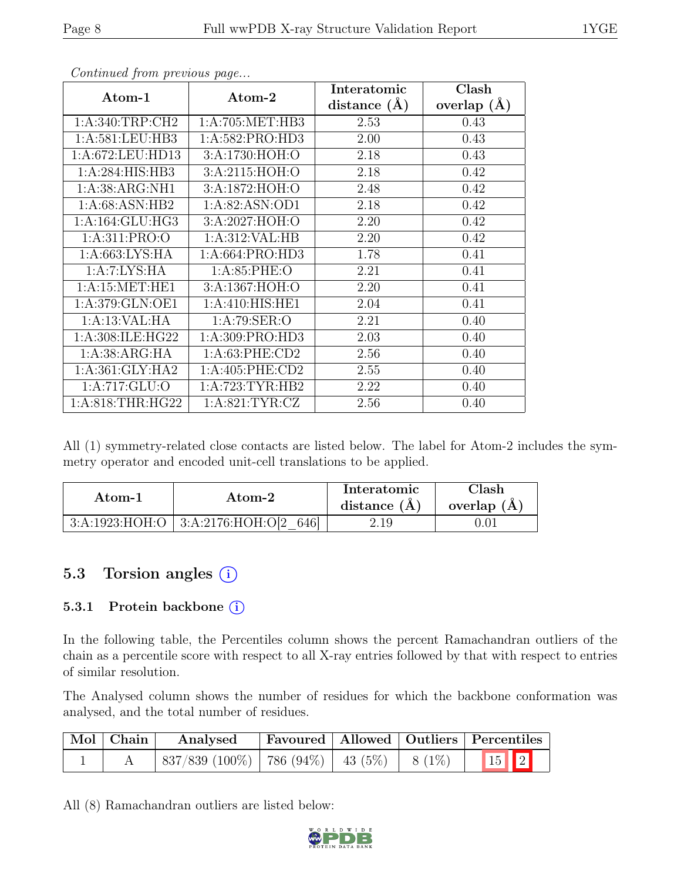*Continued from previous page...*

| Atom-1 | Atom-2 | Interatomic distance (Å) | Clash overlap (Å) |
|---|---|---|---|
| 1:A:340:TRP:CH2 | 1:A:705:MET:HB3 | 2.53 | 0.43 |
| 1:A:581:LEU:HB3 | 1:A:582:PRO:HD3 | 2.00 | 0.43 |
| 1:A:672:LEU:HD13 | 3:A:1730:HOH:O | 2.18 | 0.43 |
| 1:A:284:HIS:HB3 | 3:A:2115:HOH:O | 2.18 | 0.42 |
| 1:A:38:ARG:NH1 | 3:A:1872:HOH:O | 2.48 | 0.42 |
| 1:A:68:ASN:HB2 | 1:A:82:ASN:OD1 | 2.18 | 0.42 |
| 1:A:164:GLU:HG3 | 3:A:2027:HOH:O | 2.20 | 0.42 |
| 1:A:311:PRO:O | 1:A:312:VAL:HB | 2.20 | 0.42 |
| 1:A:663:LYS:HA | 1:A:664:PRO:HD3 | 1.78 | 0.41 |
| 1:A:7:LYS:HA | 1:A:85:PHE:O | 2.21 | 0.41 |
| 1:A:15:MET:HE1 | 3:A:1367:HOH:O | 2.20 | 0.41 |
| 1:A:379:GLN:OE1 | 1:A:410:HIS:HE1 | 2.04 | 0.41 |
| 1:A:13:VAL:HA | 1:A:79:SER:O | 2.21 | 0.40 |
| 1:A:308:ILE:HG22 | 1:A:309:PRO:HD3 | 2.03 | 0.40 |
| 1:A:38:ARG:HA | 1:A:63:PHE:CD2 | 2.56 | 0.40 |
| 1:A:361:GLY:HA2 | 1:A:405:PHE:CD2 | 2.55 | 0.40 |
| 1:A:717:GLU:O | 1:A:723:TYR:HB2 | 2.22 | 0.40 |
| 1:A:818:THR:HG22 | 1:A:821:TYR:CZ | 2.56 | 0.40 |

All (1) symmetry-related close contacts are listed below. The label for Atom-2 includes the symmetry operator and encoded unit-cell translations to be applied.

| Atom-1 | Atom-2 | Interatomic distance (Å) | Clash overlap (Å) |
|---|---|---|---|
| 3:A:1923:HOH:O | 3:A:2176:HOH:O[2_646] | 2.19 | 0.01 |

## 5.3 Torsion angles (i)

### 5.3.1 Protein backbone (i)

In the following table, the Percentiles column shows the percent Ramachandran outliers of the chain as a percentile score with respect to all X-ray entries followed by that with respect to entries of similar resolution.

The Analysed column shows the number of residues for which the backbone conformation was analysed, and the total number of residues.

| Mol | Chain | Analysed | Favoured | Allowed | Outliers | Percentiles | |
|---|---|---|---|---|---|---|---|
| 1 | A | 837/839 (100%) | 786 (94%) | 43 (5%) | 8 (1%) | 15 | 2 |

All (8) Ramachandran outliers are listed below: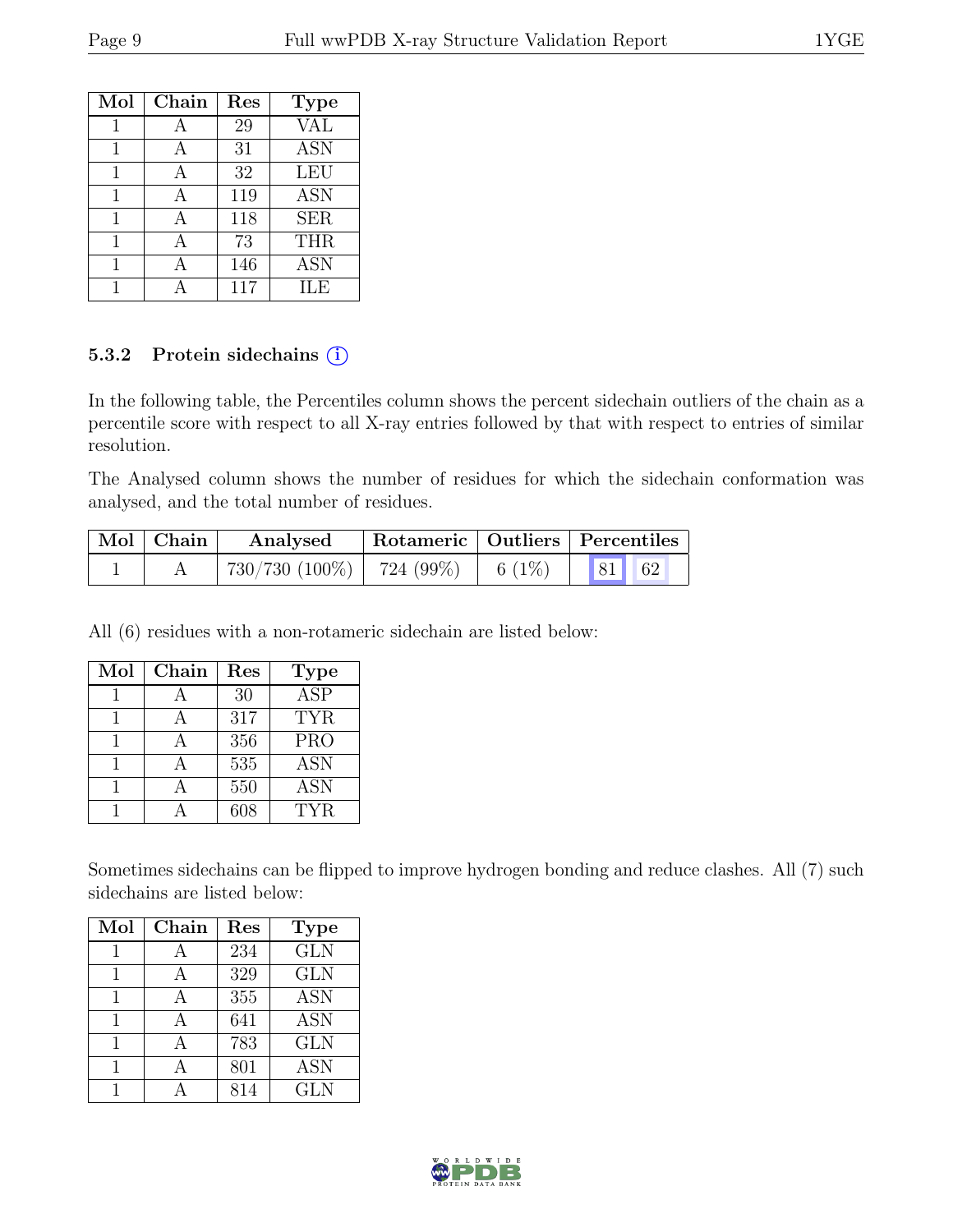| Mol | Chain | Res | Type |
|---|---|---|---|
| 1 | A | 29 | VAL |
| 1 | A | 31 | ASN |
| 1 | A | 32 | LEU |
| 1 | A | 119 | ASN |
| 1 | A | 118 | SER |
| 1 | A | 73 | THR |
| 1 | A | 146 | ASN |
| 1 | A | 117 | ILE |

### 5.3.2 Protein sidechains (i)

In the following table, the Percentiles column shows the percent sidechain outliers of the chain as a percentile score with respect to all X-ray entries followed by that with respect to entries of similar resolution.

The Analysed column shows the number of residues for which the sidechain conformation was analysed, and the total number of residues.

| Mol | Chain | Analysed | Rotameric | Outliers | Percentiles | |
|---|---|---|---|---|---|---|
| 1 | A | 730/730 (100%) | 724 (99%) | 6 (1%) | 81 | 62 |

All (6) residues with a non-rotameric sidechain are listed below:

| Mol | Chain | Res | Type |
|---|---|---|---|
| 1 | A | 30 | ASP |
| 1 | A | 317 | TYR |
| 1 | A | 356 | PRO |
| 1 | A | 535 | ASN |
| 1 | A | 550 | ASN |
| 1 | A | 608 | TYR |

Sometimes sidechains can be flipped to improve hydrogen bonding and reduce clashes. All (7) such sidechains are listed below:

| Mol | Chain | Res | Type |
|---|---|---|---|
| 1 | A | 234 | GLN |
| 1 | A | 329 | GLN |
| 1 | A | 355 | ASN |
| 1 | A | 641 | ASN |
| 1 | A | 783 | GLN |
| 1 | A | 801 | ASN |
| 1 | A | 814 | GLN |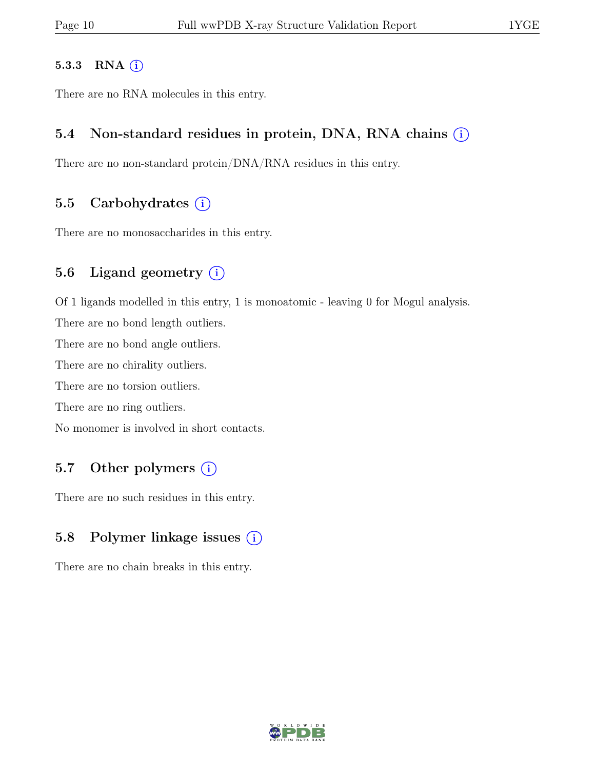### 5.3.3 RNA

There are no RNA molecules in this entry.

## 5.4 Non-standard residues in protein, DNA, RNA chains

There are no non-standard protein/DNA/RNA residues in this entry.

## 5.5 Carbohydrates

There are no monosaccharides in this entry.

## 5.6 Ligand geometry

Of 1 ligands modelled in this entry, 1 is monoatomic - leaving 0 for Mogul analysis.

There are no bond length outliers.

There are no bond angle outliers.

There are no chirality outliers.

There are no torsion outliers.

There are no ring outliers.

No monomer is involved in short contacts.

## 5.7 Other polymers

There are no such residues in this entry.

## 5.8 Polymer linkage issues

There are no chain breaks in this entry.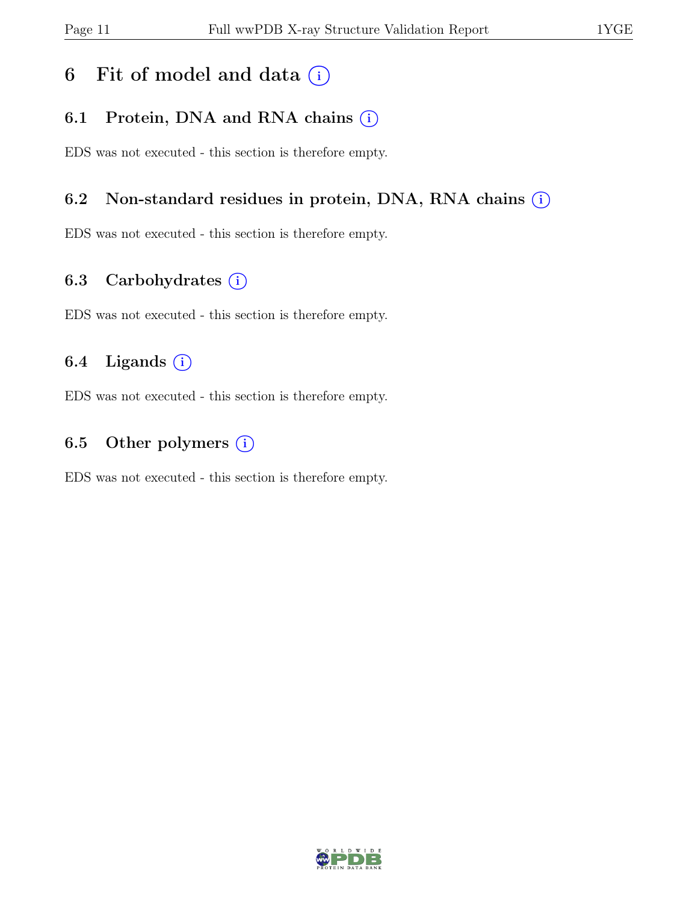# 6 Fit of model and data (i)

## 6.1 Protein, DNA and RNA chains (i)

EDS was not executed - this section is therefore empty.

## 6.2 Non-standard residues in protein, DNA, RNA chains (i)

EDS was not executed - this section is therefore empty.

## 6.3 Carbohydrates (i)

EDS was not executed - this section is therefore empty.

## 6.4 Ligands (i)

EDS was not executed - this section is therefore empty.

## 6.5 Other polymers (i)

EDS was not executed - this section is therefore empty.